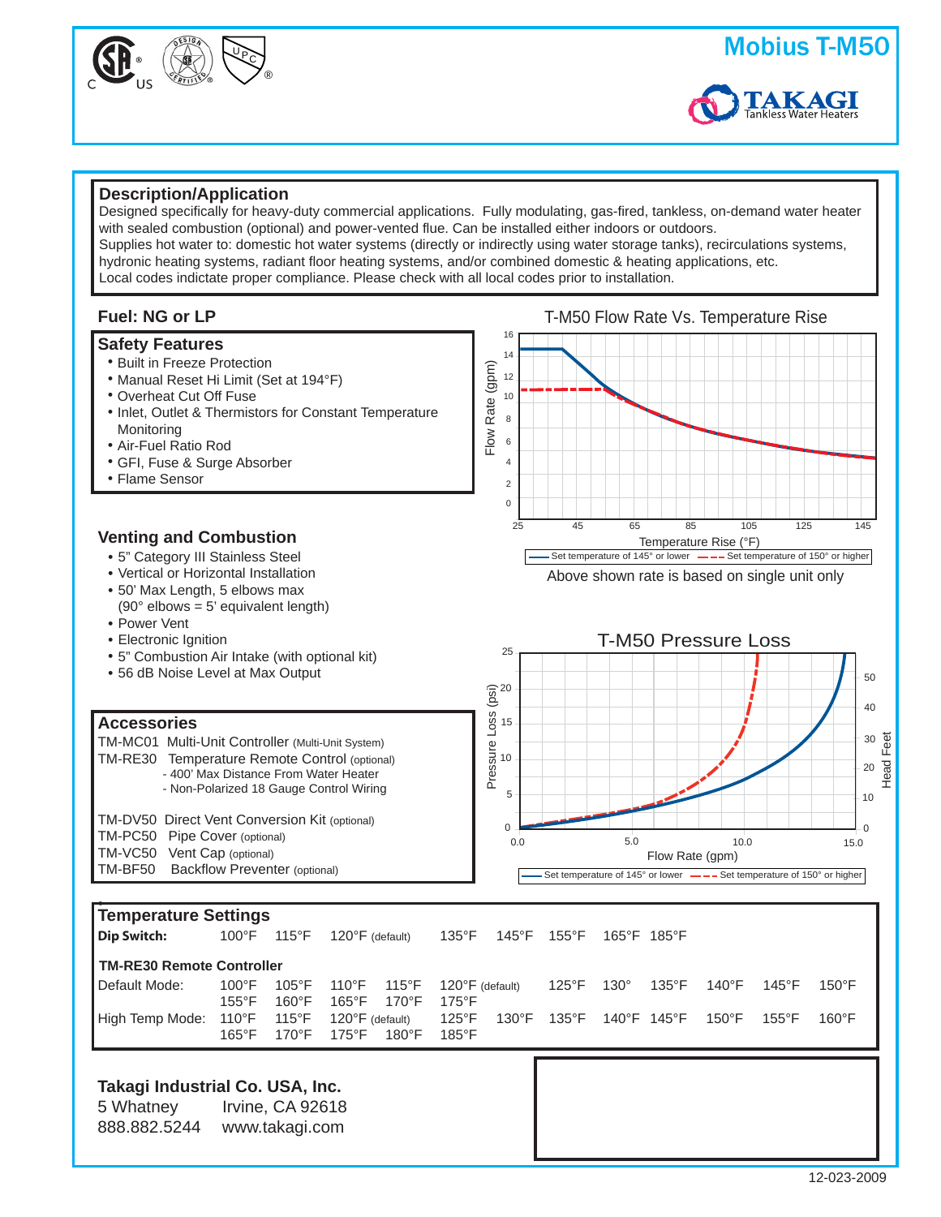# Mobius T-M50

TAKAGI Tankless Water Heaters

## Description/Application

Designed specifically for heavy-duty commercial applications. Fully modulating, gas-fired, tankless, on-demand water heater with sealed combustion (optional) and power-vented flue. Can be installed either indoors or outdoors.
Supplies hot water to: domestic hot water systems (directly or indirectly using water storage tanks), recirculations systems, hydronic heating systems, radiant floor heating systems, and/or combined domestic & heating applications, etc.
Local codes indictate proper compliance. Please check with all local codes prior to installation.

## Fuel: NG or LP

## Safety Features

- Built in Freeze Protection
- Manual Reset Hi Limit (Set at 194°F)
- Overheat Cut Off Fuse
- Inlet, Outlet & Thermistors for Constant Temperature Monitoring
- Air-Fuel Ratio Rod
- GFI, Fuse & Surge Absorber
- Flame Sensor

T-M50 Flow Rate Vs. Temperature Rise

Flow Rate (gpm) / Temperature Rise (°F)

Set temperature of 145° or lower — Set temperature of 150° or higher

Above shown rate is based on single unit only

## Venting and Combustion

- 5" Category III Stainless Steel
- Vertical or Horizontal Installation
- 50' Max Length, 5 elbows max (90° elbows = 5' equivalent length)
- Power Vent
- Electronic Ignition
- 5" Combustion Air Intake (with optional kit)
- 56 dB Noise Level at Max Output

T-M50 Pressure Loss

Pressure Loss (psi) / Flow Rate (gpm) / Head Feet

Set temperature of 145° or lower — Set temperature of 150° or higher

## Accessories

TM-MC01 Multi-Unit Controller (Multi-Unit System)
TM-RE30 Temperature Remote Control (optional)
- 400' Max Distance From Water Heater
- Non-Polarized 18 Gauge Control Wiring

TM-DV50 Direct Vent Conversion Kit (optional)
TM-PC50 Pipe Cover (optional)
TM-VC50 Vent Cap (optional)
TM-BF50 Backflow Preventer (optional)

## Temperature Settings

**Dip Switch:** 100°F 115°F 120°F (default) 135°F 145°F 155°F 165°F 185°F

**TM-RE30 Remote Controller**

Default Mode: 100°F 105°F 110°F 115°F 120°F (default) 125°F 130° 135°F 140°F 145°F 150°F 155°F 160°F 165°F 170°F 175°F

High Temp Mode: 110°F 115°F 120°F (default) 125°F 130°F 135°F 140°F 145°F 150°F 155°F 160°F 165°F 170°F 175°F 180°F 185°F

**Takagi Industrial Co. USA, Inc.**
5 Whatney Irvine, CA 92618
888.882.5244 www.takagi.com

12-023-2009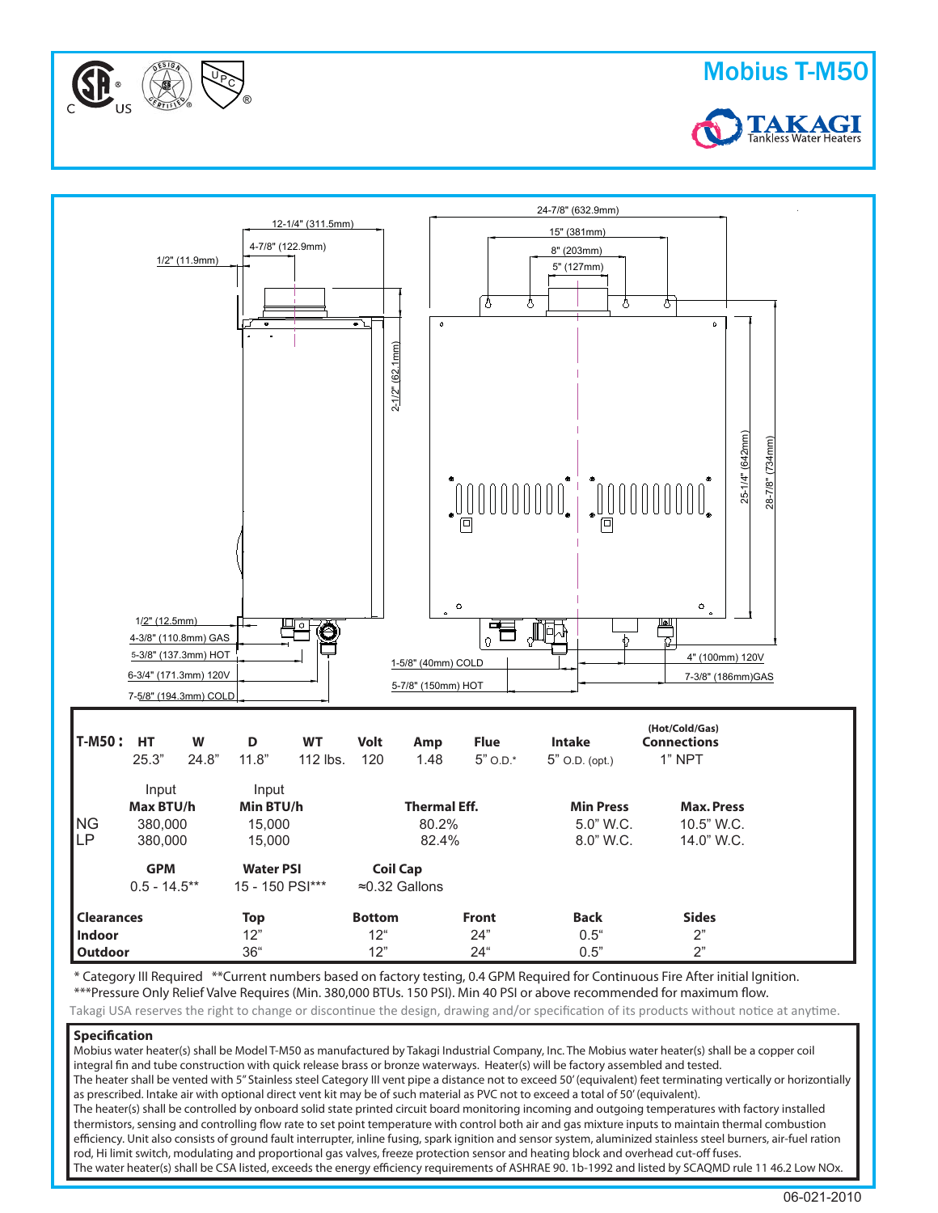# Mobius T-M50

TAKAGI
Tankless Water Heaters

12-1/4" (311.5mm)
4-7/8" (122.9mm)
1/2" (11.9mm)
2-1/2" (62.1mm)
24-7/8" (632.9mm)
15" (381mm)
8" (203mm)
5" (127mm)
25-1/4" (642mm)
28-7/8" (734mm)
1/2" (12.5mm)
4-3/8" (110.8mm) GAS
5-3/8" (137.3mm) HOT
6-3/4" (171.3mm) 120V
7-5/8" (194.3mm) COLD
1-5/8" (40mm) COLD
5-7/8" (150mm) HOT
4" (100mm) 120V
7-3/8" (186mm)GAS

| **T-M50 :** | **HT** | **W** | **D** | **WT** | **Volt** | **Amp** | **Flue** | **Intake** | **(Hot/Cold/Gas) Connections** |
|---|---|---|---|---|---|---|---|---|---|
| | 25.3" | 24.8" | 11.8" | 112 lbs. | 120 | 1.48 | 5" O.D.* | 5" O.D. (opt.) | 1" NPT |

| | Input Max BTU/h | Input Min BTU/h | Thermal Eff. | Min Press | Max. Press |
|---|---|---|---|---|---|
| NG | 380,000 | 15,000 | 80.2% | 5.0" W.C. | 10.5" W.C. |
| LP | 380,000 | 15,000 | 82.4% | 8.0" W.C. | 14.0" W.C. |

| **GPM** | **Water PSI** | **Coil Cap** |
|---|---|---|
| 0.5 - 14.5** | 15 - 150 PSI*** | ≈0.32 Gallons |

| **Clearances** | **Top** | **Bottom** | **Front** | **Back** | **Sides** |
|---|---|---|---|---|---|
| **Indoor** | 12" | 12" | 24" | 0.5" | 2" |
| **Outdoor** | 36" | 12" | 24" | 0.5" | 2" |

\* Category III Required  **Current numbers based on factory testing, 0.4 GPM Required for Continuous Fire After initial Ignition.
***Pressure Only Relief Valve Requires (Min. 380,000 BTUs. 150 PSI). Min 40 PSI or above recommended for maximum flow.

Takagi USA reserves the right to change or discontinue the design, drawing and/or specification of its products without notice at anytime.

**Specification**

Mobius water heater(s) shall be Model T-M50 as manufactured by Takagi Industrial Company, Inc. The Mobius water heater(s) shall be a copper coil integral fin and tube construction with quick release brass or bronze waterways. Heater(s) will be factory assembled and tested.
The heater shall be vented with 5" Stainless steel Category III vent pipe a distance not to exceed 50' (equivalent) feet terminating vertically or horizontially as prescribed. Intake air with optional direct vent kit may be of such material as PVC not to exceed a total of 50' (equivalent).
The heater(s) shall be controlled by onboard solid state printed circuit board monitoring incoming and outgoing temperatures with factory installed thermistors, sensing and controlling flow rate to set point temperature with control both air and gas mixture inputs to maintain thermal combustion efficiency. Unit also consists of ground fault interrupter, inline fusing, spark ignition and sensor system, aluminized stainless steel burners, air-fuel ration rod, Hi limit switch, modulating and proportional gas valves, freeze protection sensor and heating block and overhead cut-off fuses.
The water heater(s) shall be CSA listed, exceeds the energy efficiency requirements of ASHRAE 90. 1b-1992 and listed by SCAQMD rule 11 46.2 Low NOx.

06-021-2010